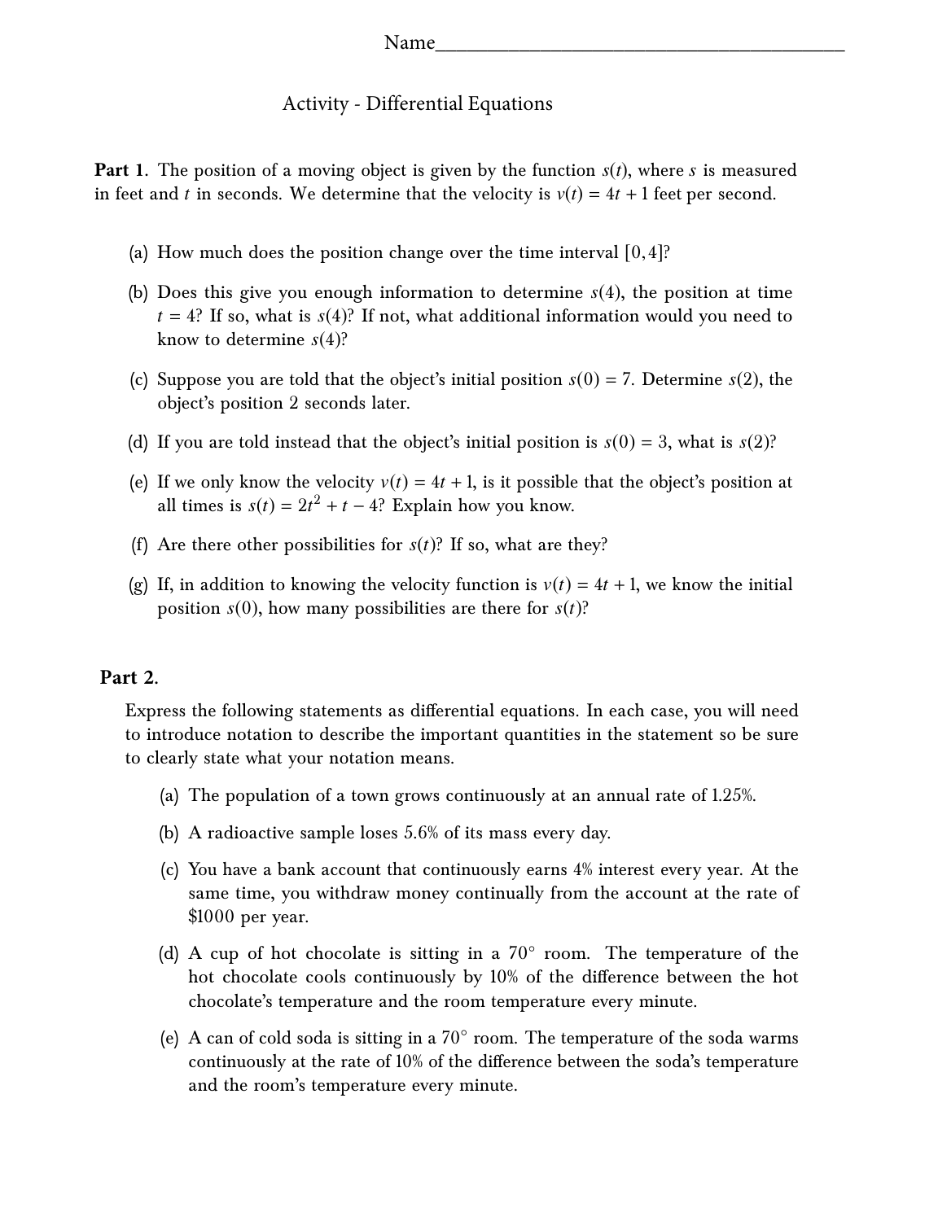Name________________________________________

# Activity - Differential Equations

**Part 1.** The position of a moving object is given by the function $s(t)$, where $s$ is measured in feet and $t$ in seconds. We determine that the velocity is $v(t) = 4t + 1$ feet per second.

(a) How much does the position change over the time interval $[0, 4]$?

(b) Does this give you enough information to determine $s(4)$, the position at time $t = 4$? If so, what is $s(4)$? If not, what additional information would you need to know to determine $s(4)$?

(c) Suppose you are told that the object's initial position $s(0) = 7$. Determine $s(2)$, the object's position 2 seconds later.

(d) If you are told instead that the object's initial position is $s(0) = 3$, what is $s(2)$?

(e) If we only know the velocity $v(t) = 4t + 1$, is it possible that the object's position at all times is $s(t) = 2t^2 + t - 4$? Explain how you know.

(f) Are there other possibilities for $s(t)$? If so, what are they?

(g) If, in addition to knowing the velocity function is $v(t) = 4t + 1$, we know the initial position $s(0)$, how many possibilities are there for $s(t)$?

**Part 2.**

Express the following statements as differential equations. In each case, you will need to introduce notation to describe the important quantities in the statement so be sure to clearly state what your notation means.

(a) The population of a town grows continuously at an annual rate of 1.25%.

(b) A radioactive sample loses 5.6% of its mass every day.

(c) You have a bank account that continuously earns 4% interest every year. At the same time, you withdraw money continually from the account at the rate of \$1000 per year.

(d) A cup of hot chocolate is sitting in a 70° room. The temperature of the hot chocolate cools continuously by 10% of the difference between the hot chocolate's temperature and the room temperature every minute.

(e) A can of cold soda is sitting in a 70° room. The temperature of the soda warms continuously at the rate of 10% of the difference between the soda's temperature and the room's temperature every minute.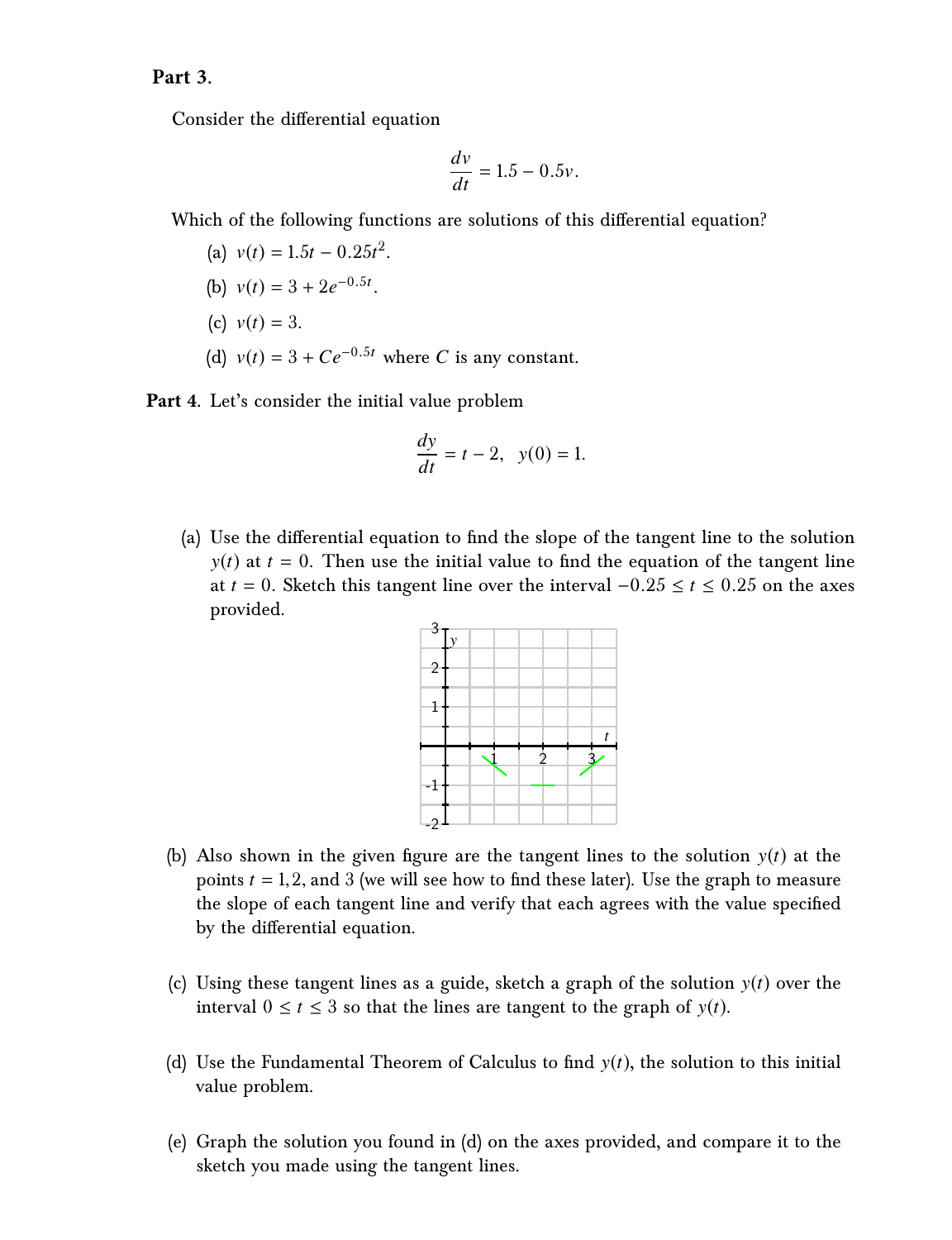**Part 3.**

Consider the differential equation

$$\frac{dv}{dt} = 1.5 - 0.5v.$$

Which of the following functions are solutions of this differential equation?

(a) $v(t) = 1.5t - 0.25t^2$.

(b) $v(t) = 3 + 2e^{-0.5t}$.

(c) $v(t) = 3$.

(d) $v(t) = 3 + Ce^{-0.5t}$ where $C$ is any constant.

**Part 4.** Let's consider the initial value problem

$$\frac{dy}{dt} = t - 2, \quad y(0) = 1.$$

(a) Use the differential equation to find the slope of the tangent line to the solution $y(t)$ at $t = 0$. Then use the initial value to find the equation of the tangent line at $t = 0$. Sketch this tangent line over the interval $-0.25 \le t \le 0.25$ on the axes provided.

(b) Also shown in the given figure are the tangent lines to the solution $y(t)$ at the points $t = 1, 2,$ and $3$ (we will see how to find these later). Use the graph to measure the slope of each tangent line and verify that each agrees with the value specified by the differential equation.

(c) Using these tangent lines as a guide, sketch a graph of the solution $y(t)$ over the interval $0 \le t \le 3$ so that the lines are tangent to the graph of $y(t)$.

(d) Use the Fundamental Theorem of Calculus to find $y(t)$, the solution to this initial value problem.

(e) Graph the solution you found in (d) on the axes provided, and compare it to the sketch you made using the tangent lines.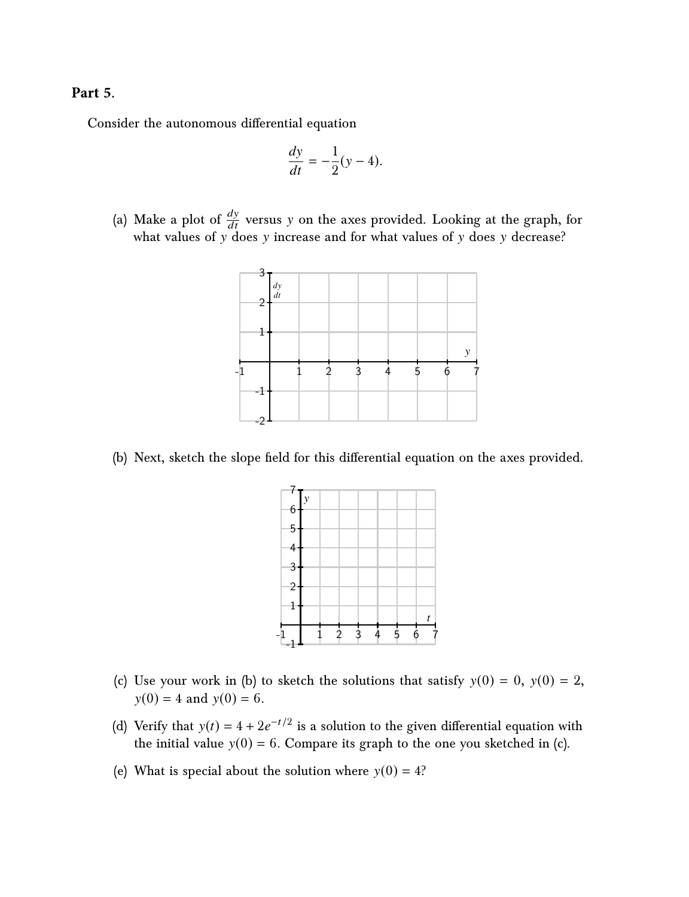## Part 5.

Consider the autonomous differential equation

$$\frac{dy}{dt} = -\frac{1}{2}(y - 4).$$

(a) Make a plot of $\frac{dy}{dt}$ versus $y$ on the axes provided. Looking at the graph, for what values of $y$ does $y$ increase and for what values of $y$ does $y$ decrease?

$\frac{dy}{dt}$

$y$

3
2
1
-1
-2

-1 1 2 3 4 5 6 7

(b) Next, sketch the slope field for this differential equation on the axes provided.

$y$

$t$

7
6
5
4
3
2
1
-1

-1 1 2 3 4 5 6 7

(c) Use your work in (b) to sketch the solutions that satisfy $y(0) = 0$, $y(0) = 2$, $y(0) = 4$ and $y(0) = 6$.

(d) Verify that $y(t) = 4 + 2e^{-t/2}$ is a solution to the given differential equation with the initial value $y(0) = 6$. Compare its graph to the one you sketched in (c).

(e) What is special about the solution where $y(0) = 4$?